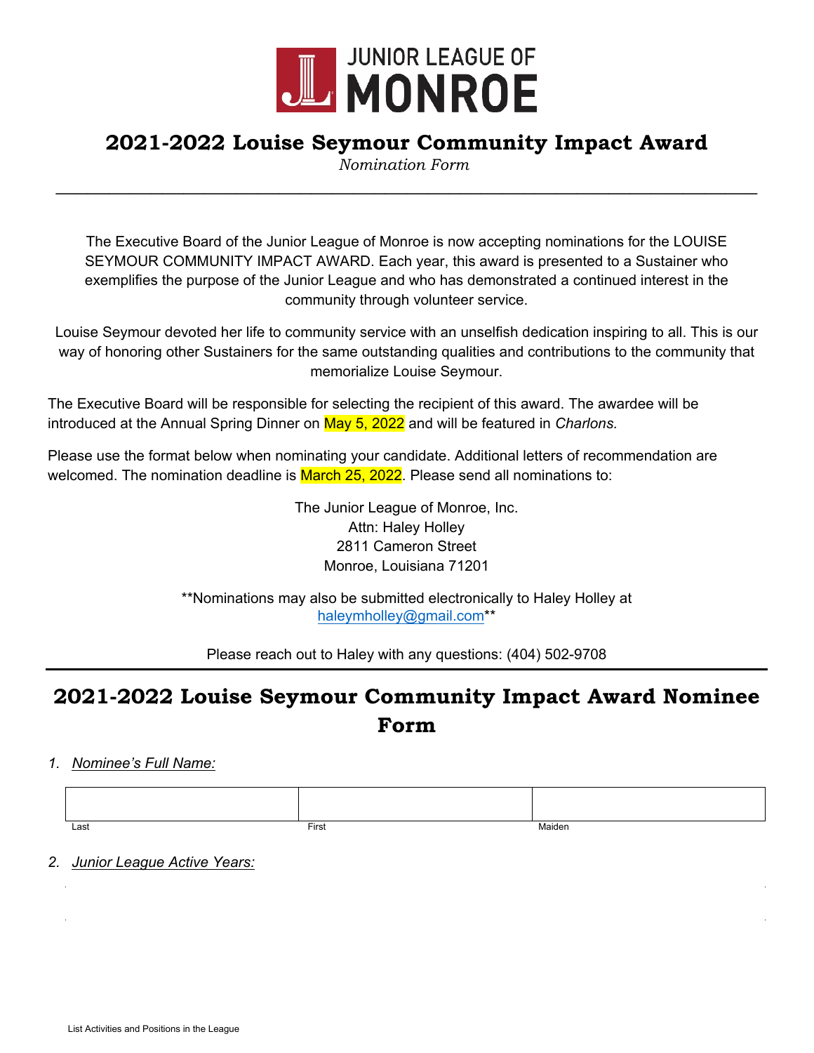# JUNIOR LEAGUE OF MONROE

## 2021-2022 Louise Seymour Community Impact Award

*Nomination Form*

---

The Executive Board of the Junior League of Monroe is now accepting nominations for the LOUISE SEYMOUR COMMUNITY IMPACT AWARD. Each year, this award is presented to a Sustainer who exemplifies the purpose of the Junior League and who has demonstrated a continued interest in the community through volunteer service.

Louise Seymour devoted her life to community service with an unselfish dedication inspiring to all. This is our way of honoring other Sustainers for the same outstanding qualities and contributions to the community that memorialize Louise Seymour.

The Executive Board will be responsible for selecting the recipient of this award. The awardee will be introduced at the Annual Spring Dinner on May 5, 2022 and will be featured in *Charlons.*

Please use the format below when nominating your candidate. Additional letters of recommendation are welcomed. The nomination deadline is March 25, 2022. Please send all nominations to:

The Junior League of Monroe, Inc.
Attn: Haley Holley
2811 Cameron Street
Monroe, Louisiana 71201

**Nominations may also be submitted electronically to Haley Holley at haleymholley@gmail.com**

Please reach out to Haley with any questions: (404) 502-9708

---

## 2021-2022 Louise Seymour Community Impact Award Nominee Form

1. *Nominee's Full Name:*

| | | |
|---|---|---|
| Last | First | Maiden |

2. *Junior League Active Years:*

List Activities and Positions in the League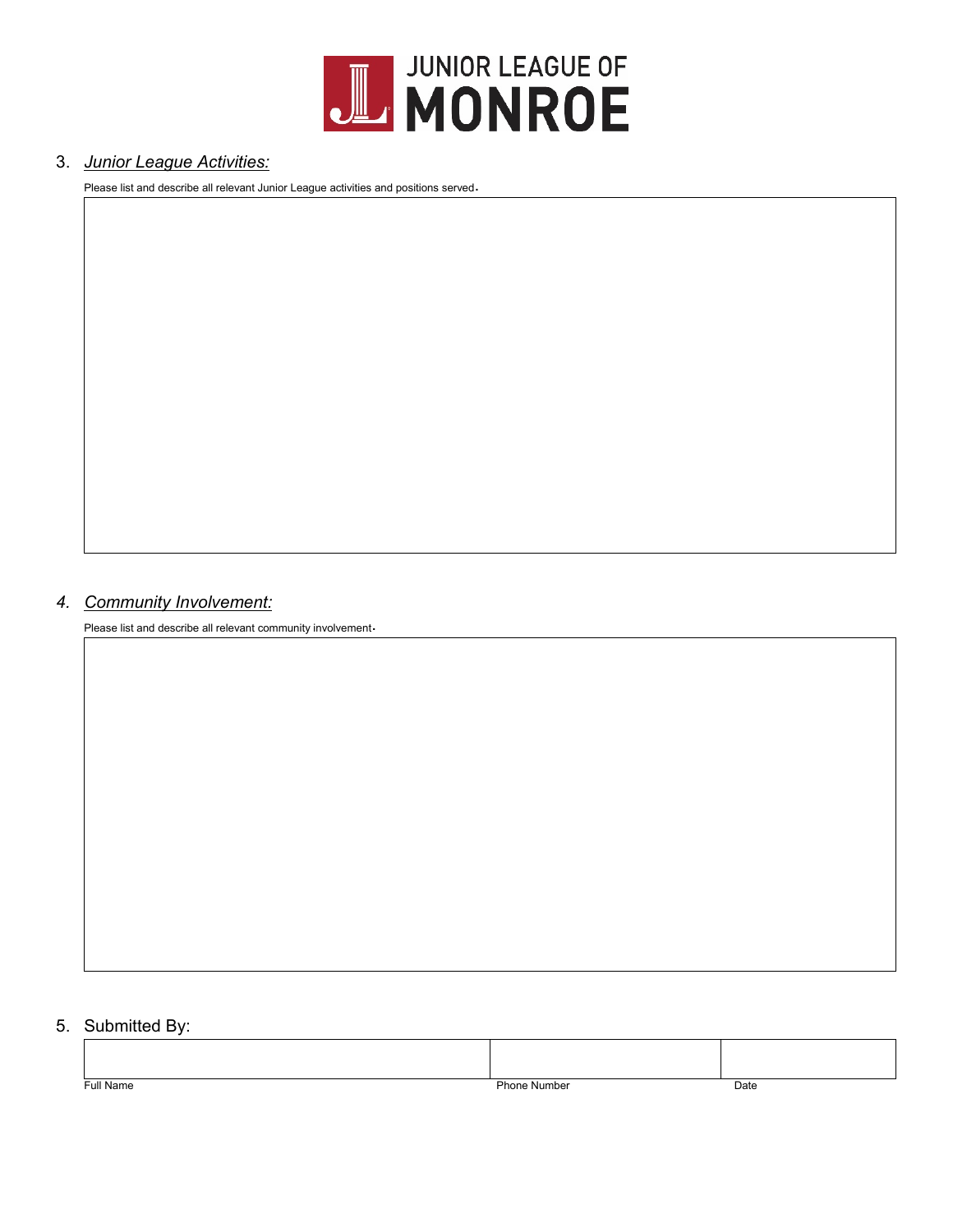JUNIOR LEAGUE OF MONROE

3. *Junior League Activities:*

Please list and describe all relevant Junior League activities and positions served.

4. *Community Involvement:*

Please list and describe all relevant community involvement.

5. Submitted By:

| | | |
|---|---|---|
| | | |
| Full Name | Phone Number | Date |